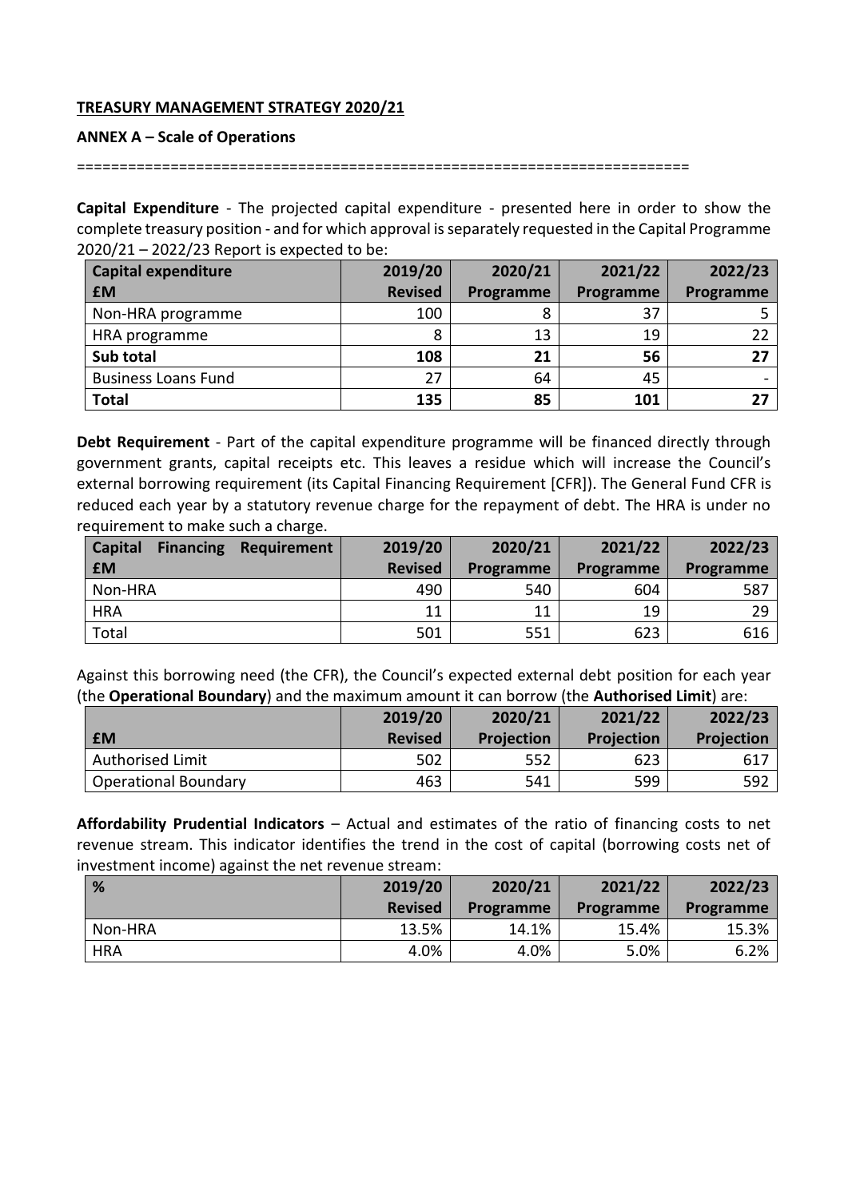**TREASURY MANAGEMENT STRATEGY 2020/21**

**ANNEX A – Scale of Operations**

=====================================================================

**Capital Expenditure** - The projected capital expenditure - presented here in order to show the complete treasury position - and for which approval is separately requested in the Capital Programme 2020/21 – 2022/23 Report is expected to be:

| Capital expenditure £M | 2019/20 Revised | 2020/21 Programme | 2021/22 Programme | 2022/23 Programme |
|---|---|---|---|---|
| Non-HRA programme | 100 | 8 | 37 | 5 |
| HRA programme | 8 | 13 | 19 | 22 |
| **Sub total** | **108** | **21** | **56** | **27** |
| Business Loans Fund | 27 | 64 | 45 | - |
| **Total** | **135** | **85** | **101** | **27** |

**Debt Requirement** - Part of the capital expenditure programme will be financed directly through government grants, capital receipts etc. This leaves a residue which will increase the Council's external borrowing requirement (its Capital Financing Requirement [CFR]). The General Fund CFR is reduced each year by a statutory revenue charge for the repayment of debt. The HRA is under no requirement to make such a charge.

| Capital Financing Requirement £M | 2019/20 Revised | 2020/21 Programme | 2021/22 Programme | 2022/23 Programme |
|---|---|---|---|---|
| Non-HRA | 490 | 540 | 604 | 587 |
| HRA | 11 | 11 | 19 | 29 |
| Total | 501 | 551 | 623 | 616 |

Against this borrowing need (the CFR), the Council's expected external debt position for each year (the **Operational Boundary**) and the maximum amount it can borrow (the **Authorised Limit**) are:

| £M | 2019/20 Revised | 2020/21 Projection | 2021/22 Projection | 2022/23 Projection |
|---|---|---|---|---|
| Authorised Limit | 502 | 552 | 623 | 617 |
| Operational Boundary | 463 | 541 | 599 | 592 |

**Affordability Prudential Indicators** – Actual and estimates of the ratio of financing costs to net revenue stream. This indicator identifies the trend in the cost of capital (borrowing costs net of investment income) against the net revenue stream:

| % | 2019/20 Revised | 2020/21 Programme | 2021/22 Programme | 2022/23 Programme |
|---|---|---|---|---|
| Non-HRA | 13.5% | 14.1% | 15.4% | 15.3% |
| HRA | 4.0% | 4.0% | 5.0% | 6.2% |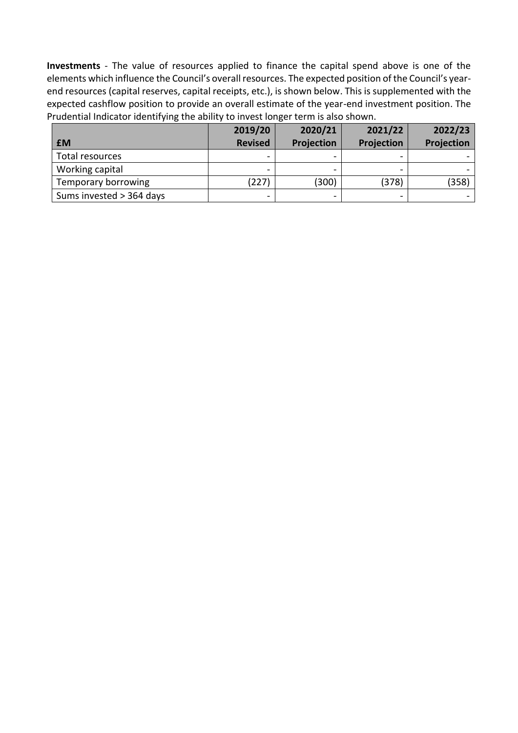**Investments** - The value of resources applied to finance the capital spend above is one of the elements which influence the Council's overall resources. The expected position of the Council's year-end resources (capital reserves, capital receipts, etc.), is shown below. This is supplemented with the expected cashflow position to provide an overall estimate of the year-end investment position. The Prudential Indicator identifying the ability to invest longer term is also shown.

| £M | 2019/20 Revised | 2020/21 Projection | 2021/22 Projection | 2022/23 Projection |
|---|---|---|---|---|
| Total resources | - | - | - | - |
| Working capital | - | - | - | - |
| Temporary borrowing | (227) | (300) | (378) | (358) |
| Sums invested > 364 days | - | - | - | - |